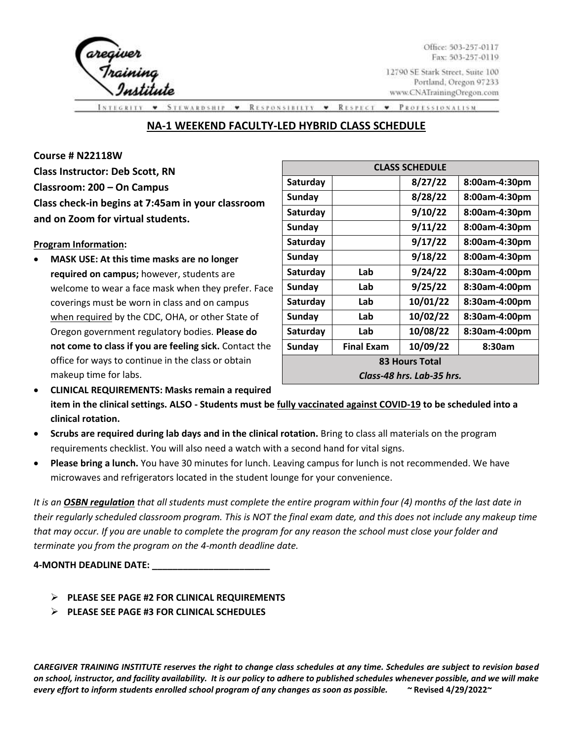Office: 503-257-0117
Fax: 503-257-0119

12790 SE Stark Street, Suite 100
Portland, Oregon 97233
www.CNATrainingOregon.com

Caregiver Training Institute

INTEGRITY ♥ STEWARDSHIP ♥ RESPONSIBILITY ♥ RESPECT ♥ PROFESSIONALISM

# NA-1 WEEKEND FACULTY-LED HYBRID CLASS SCHEDULE

**Course # N22118W**
**Class Instructor: Deb Scott, RN**
**Classroom: 200 – On Campus**
**Class check-in begins at 7:45am in your classroom and on Zoom for virtual students.**

| CLASS SCHEDULE | | | |
|---|---|---|---|
| Saturday | | 8/27/22 | 8:00am-4:30pm |
| Sunday | | 8/28/22 | 8:00am-4:30pm |
| Saturday | | 9/10/22 | 8:00am-4:30pm |
| Sunday | | 9/11/22 | 8:00am-4:30pm |
| Saturday | | 9/17/22 | 8:00am-4:30pm |
| Sunday | | 9/18/22 | 8:00am-4:30pm |
| Saturday | Lab | 9/24/22 | 8:30am-4:00pm |
| Sunday | Lab | 9/25/22 | 8:30am-4:00pm |
| Saturday | Lab | 10/01/22 | 8:30am-4:00pm |
| Sunday | Lab | 10/02/22 | 8:30am-4:00pm |
| Saturday | Lab | 10/08/22 | 8:30am-4:00pm |
| Sunday | Final Exam | 10/09/22 | 8:30am |
| **83 Hours Total** | | | |
| ***Class-48 hrs. Lab-35 hrs.*** | | | |

**Program Information:**

- **MASK USE: At this time masks are no longer required on campus;** however, students are welcome to wear a face mask when they prefer. Face coverings must be worn in class and on campus when required by the CDC, OHA, or other State of Oregon government regulatory bodies. **Please do not come to class if you are feeling sick.** Contact the office for ways to continue in the class or obtain makeup time for labs.
- **CLINICAL REQUIREMENTS: Masks remain a required item in the clinical settings. ALSO - Students must be fully vaccinated against COVID-19 to be scheduled into a clinical rotation.**
- **Scrubs are required during lab days and in the clinical rotation.** Bring to class all materials on the program requirements checklist. You will also need a watch with a second hand for vital signs.
- **Please bring a lunch.** You have 30 minutes for lunch. Leaving campus for lunch is not recommended. We have microwaves and refrigerators located in the student lounge for your convenience.

*It is an **OSBN regulation** that all students must complete the entire program within four (4) months of the last date in their regularly scheduled classroom program. This is NOT the final exam date, and this does not include any makeup time that may occur. If you are unable to complete the program for any reason the school must close your folder and terminate you from the program on the 4-month deadline date.*

**4-MONTH DEADLINE DATE: ________________________**

- **PLEASE SEE PAGE #2 FOR CLINICAL REQUIREMENTS**
- **PLEASE SEE PAGE #3 FOR CLINICAL SCHEDULES**

***CAREGIVER TRAINING INSTITUTE reserves the right to change class schedules at any time. Schedules are subject to revision based on school, instructor, and facility availability. It is our policy to adhere to published schedules whenever possible, and we will make every effort to inform students enrolled school program of any changes as soon as possible.*** **~ Revised 4/29/2022~**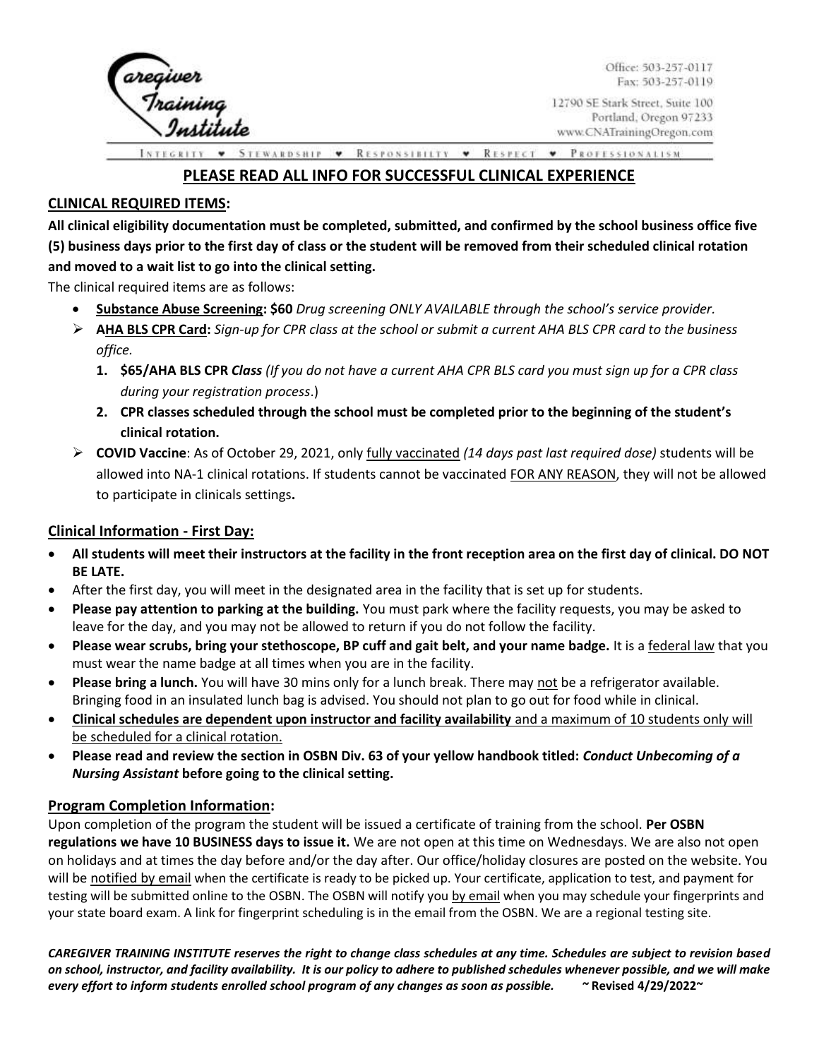Caregiver Training Institute

Office: 503-257-0117
Fax: 503-257-0119

12790 SE Stark Street, Suite 100
Portland, Oregon 97233
www.CNATrainingOregon.com

INTEGRITY • STEWARDSHIP • RESPONSIBILITY • RESPECT • PROFESSIONALISM

# PLEASE READ ALL INFO FOR SUCCESSFUL CLINICAL EXPERIENCE

## CLINICAL REQUIRED ITEMS:

**All clinical eligibility documentation must be completed, submitted, and confirmed by the school business office five (5) business days prior to the first day of class or the student will be removed from their scheduled clinical rotation and moved to a wait list to go into the clinical setting.**

The clinical required items are as follows:

- **Substance Abuse Screening: $60** *Drug screening ONLY AVAILABLE through the school's service provider.*
- **AHA BLS CPR Card:** *Sign-up for CPR class at the school or submit a current AHA BLS CPR card to the business office.*
  1. **$65/AHA BLS CPR *Class*** *(If you do not have a current AHA CPR BLS card you must sign up for a CPR class during your registration process*.)
  2. **CPR classes scheduled through the school must be completed prior to the beginning of the student's clinical rotation.**
- **COVID Vaccine**: As of October 29, 2021, only fully vaccinated *(14 days past last required dose)* students will be allowed into NA-1 clinical rotations. If students cannot be vaccinated FOR ANY REASON, they will not be allowed to participate in clinicals settings**.**

## Clinical Information - First Day:

- **All students will meet their instructors at the facility in the front reception area on the first day of clinical. DO NOT BE LATE.**
- After the first day, you will meet in the designated area in the facility that is set up for students.
- **Please pay attention to parking at the building.** You must park where the facility requests, you may be asked to leave for the day, and you may not be allowed to return if you do not follow the facility.
- **Please wear scrubs, bring your stethoscope, BP cuff and gait belt, and your name badge.** It is a federal law that you must wear the name badge at all times when you are in the facility.
- **Please bring a lunch.** You will have 30 mins only for a lunch break. There may not be a refrigerator available. Bringing food in an insulated lunch bag is advised. You should not plan to go out for food while in clinical.
- **Clinical schedules are dependent upon instructor and facility availability** and a maximum of 10 students only will be scheduled for a clinical rotation.
- **Please read and review the section in OSBN Div. 63 of your yellow handbook titled: *Conduct Unbecoming of a Nursing Assistant* before going to the clinical setting.**

## Program Completion Information:

Upon completion of the program the student will be issued a certificate of training from the school. **Per OSBN regulations we have 10 BUSINESS days to issue it.** We are not open at this time on Wednesdays. We are also not open on holidays and at times the day before and/or the day after. Our office/holiday closures are posted on the website. You will be notified by email when the certificate is ready to be picked up. Your certificate, application to test, and payment for testing will be submitted online to the OSBN. The OSBN will notify you by email when you may schedule your fingerprints and your state board exam. A link for fingerprint scheduling is in the email from the OSBN. We are a regional testing site.

***CAREGIVER TRAINING INSTITUTE reserves the right to change class schedules at any time. Schedules are subject to revision based on school, instructor, and facility availability. It is our policy to adhere to published schedules whenever possible, and we will make every effort to inform students enrolled school program of any changes as soon as possible.*** **~ Revised 4/29/2022~**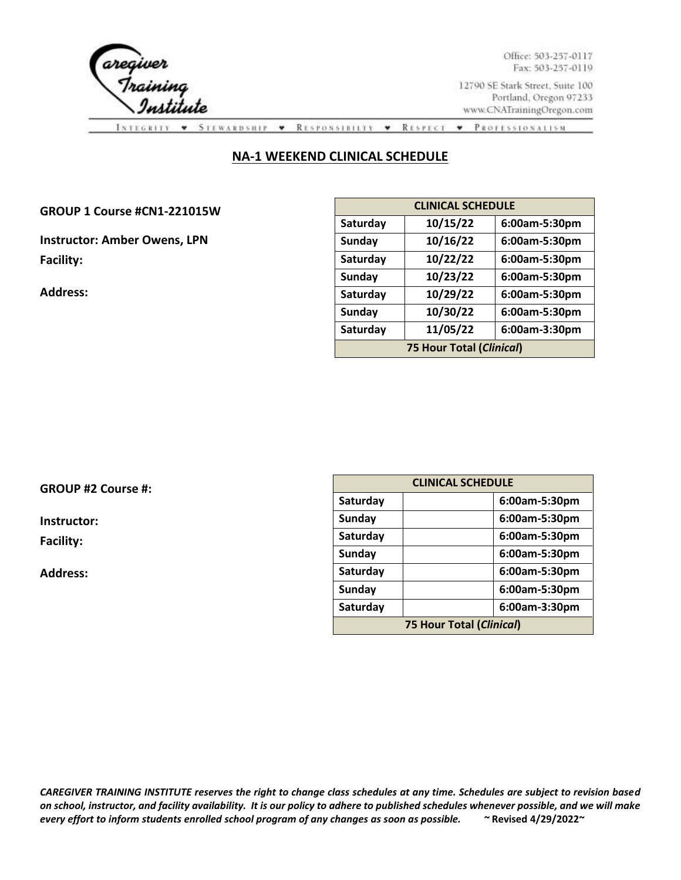Caregiver Training Institute

Office: 503-257-0117
Fax: 503-257-0119

12790 SE Stark Street, Suite 100
Portland, Oregon 97233
www.CNATrainingOregon.com

INTEGRITY ♥ STEWARDSHIP ♥ RESPONSIBILITY ♥ RESPECT ♥ PROFESSIONALISM

## NA-1 WEEKEND CLINICAL SCHEDULE

**GROUP 1 Course #CN1-221015W**

**Instructor: Amber Owens, LPN**

**Facility:**

**Address:**

| CLINICAL SCHEDULE | | |
|---|---|---|
| Saturday | 10/15/22 | 6:00am-5:30pm |
| Sunday | 10/16/22 | 6:00am-5:30pm |
| Saturday | 10/22/22 | 6:00am-5:30pm |
| Sunday | 10/23/22 | 6:00am-5:30pm |
| Saturday | 10/29/22 | 6:00am-5:30pm |
| Sunday | 10/30/22 | 6:00am-5:30pm |
| Saturday | 11/05/22 | 6:00am-3:30pm |
| 75 Hour Total (*Clinical*) | | |

**GROUP #2 Course #:**

**Instructor:**

**Facility:**

**Address:**

| CLINICAL SCHEDULE | | |
|---|---|---|
| Saturday | | 6:00am-5:30pm |
| Sunday | | 6:00am-5:30pm |
| Saturday | | 6:00am-5:30pm |
| Sunday | | 6:00am-5:30pm |
| Saturday | | 6:00am-5:30pm |
| Sunday | | 6:00am-5:30pm |
| Saturday | | 6:00am-3:30pm |
| 75 Hour Total (*Clinical*) | | |

***CAREGIVER TRAINING INSTITUTE reserves the right to change class schedules at any time. Schedules are subject to revision based on school, instructor, and facility availability. It is our policy to adhere to published schedules whenever possible, and we will make every effort to inform students enrolled school program of any changes as soon as possible.*** **~ Revised 4/29/2022~**